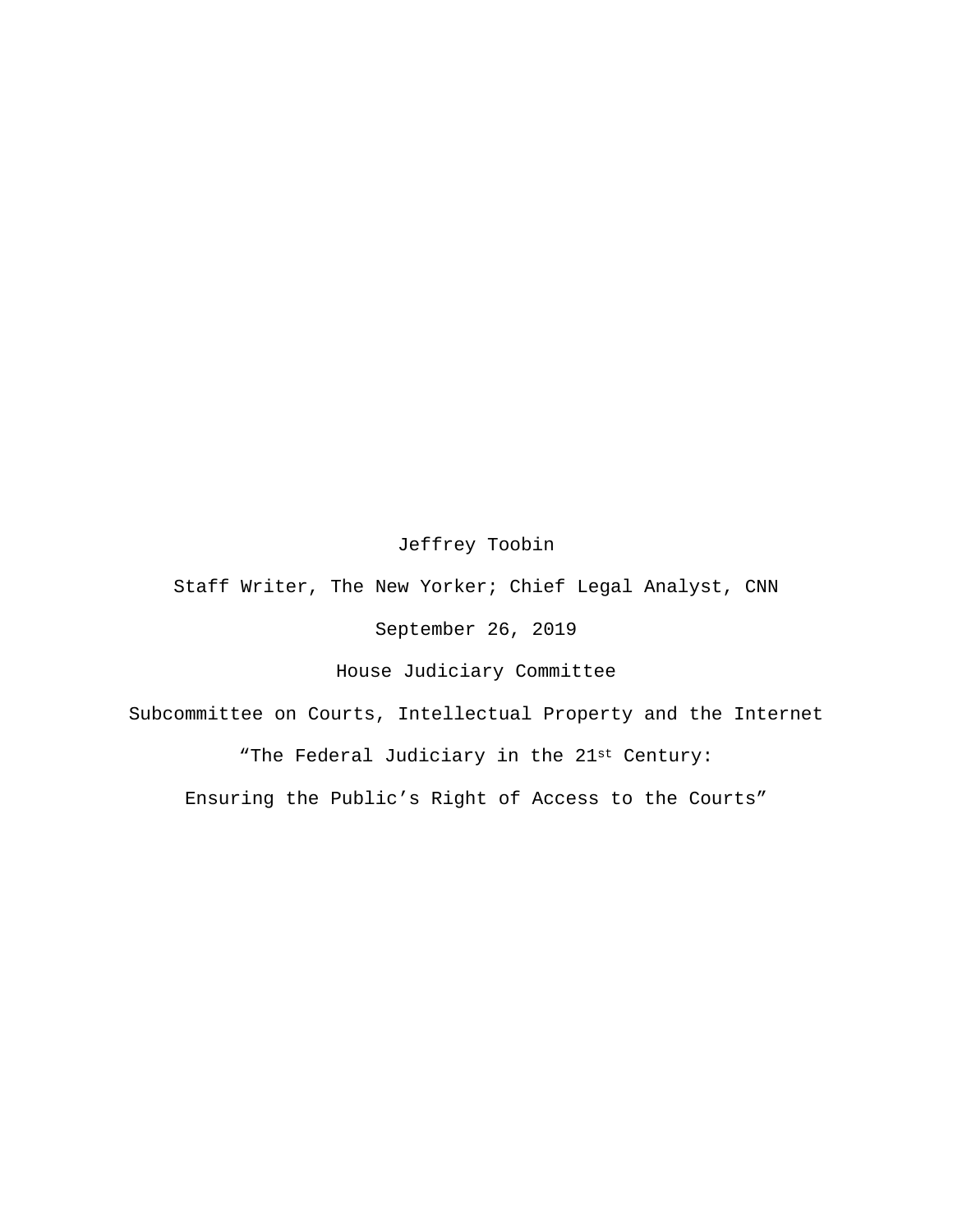Jeffrey Toobin

Staff Writer, The New Yorker; Chief Legal Analyst, CNN

September 26, 2019

House Judiciary Committee

Subcommittee on Courts, Intellectual Property and the Internet

"The Federal Judiciary in the 21st Century:

Ensuring the Public's Right of Access to the Courts"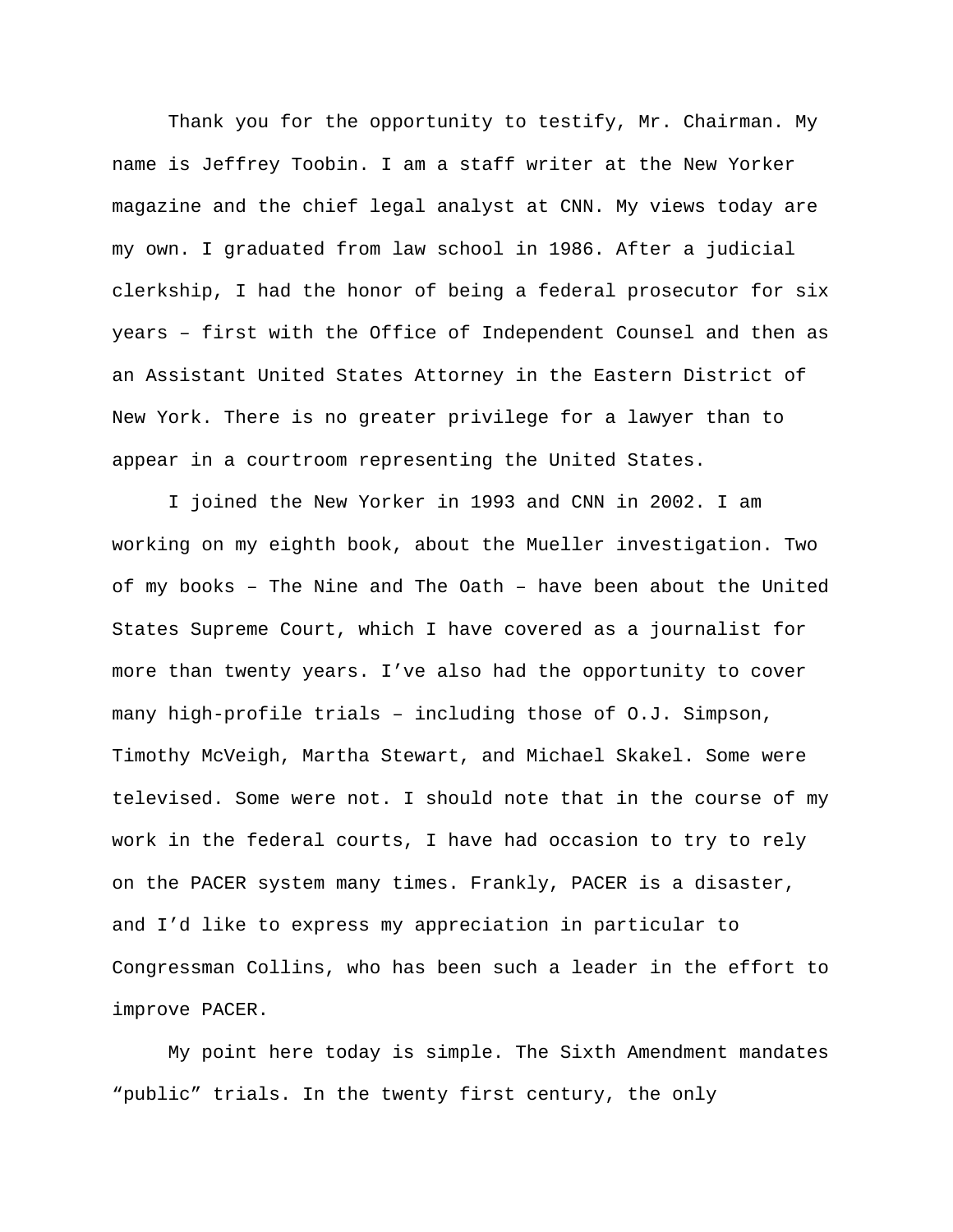Thank you for the opportunity to testify, Mr. Chairman. My name is Jeffrey Toobin. I am a staff writer at the New Yorker magazine and the chief legal analyst at CNN. My views today are my own. I graduated from law school in 1986. After a judicial clerkship, I had the honor of being a federal prosecutor for six years – first with the Office of Independent Counsel and then as an Assistant United States Attorney in the Eastern District of New York. There is no greater privilege for a lawyer than to appear in a courtroom representing the United States.

I joined the New Yorker in 1993 and CNN in 2002. I am working on my eighth book, about the Mueller investigation. Two of my books – The Nine and The Oath – have been about the United States Supreme Court, which I have covered as a journalist for more than twenty years. I've also had the opportunity to cover many high-profile trials – including those of O.J. Simpson, Timothy McVeigh, Martha Stewart, and Michael Skakel. Some were televised. Some were not. I should note that in the course of my work in the federal courts, I have had occasion to try to rely on the PACER system many times. Frankly, PACER is a disaster, and I'd like to express my appreciation in particular to Congressman Collins, who has been such a leader in the effort to improve PACER.

My point here today is simple. The Sixth Amendment mandates "public" trials. In the twenty first century, the only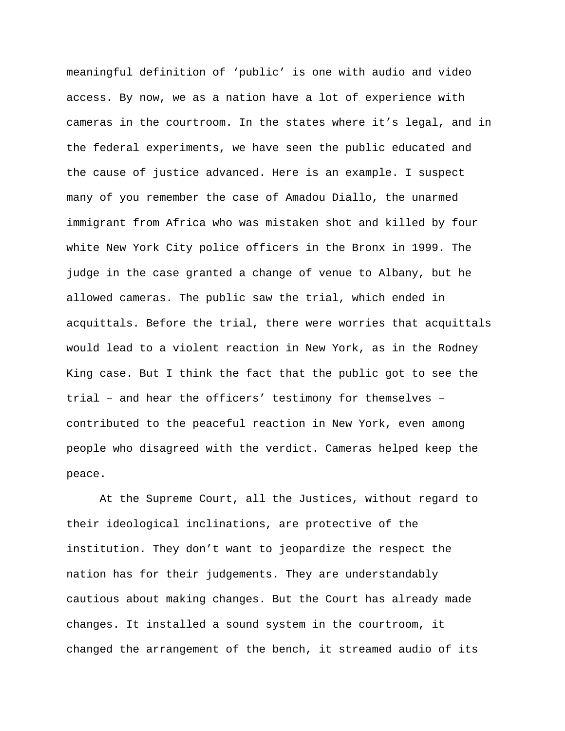meaningful definition of ‘public’ is one with audio and video access. By now, we as a nation have a lot of experience with cameras in the courtroom. In the states where it’s legal, and in the federal experiments, we have seen the public educated and the cause of justice advanced. Here is an example. I suspect many of you remember the case of Amadou Diallo, the unarmed immigrant from Africa who was mistaken shot and killed by four white New York City police officers in the Bronx in 1999. The judge in the case granted a change of venue to Albany, but he allowed cameras. The public saw the trial, which ended in acquittals. Before the trial, there were worries that acquittals would lead to a violent reaction in New York, as in the Rodney King case. But I think the fact that the public got to see the trial – and hear the officers’ testimony for themselves – contributed to the peaceful reaction in New York, even among people who disagreed with the verdict. Cameras helped keep the peace.

At the Supreme Court, all the Justices, without regard to their ideological inclinations, are protective of the institution. They don’t want to jeopardize the respect the nation has for their judgements. They are understandably cautious about making changes. But the Court has already made changes. It installed a sound system in the courtroom, it changed the arrangement of the bench, it streamed audio of its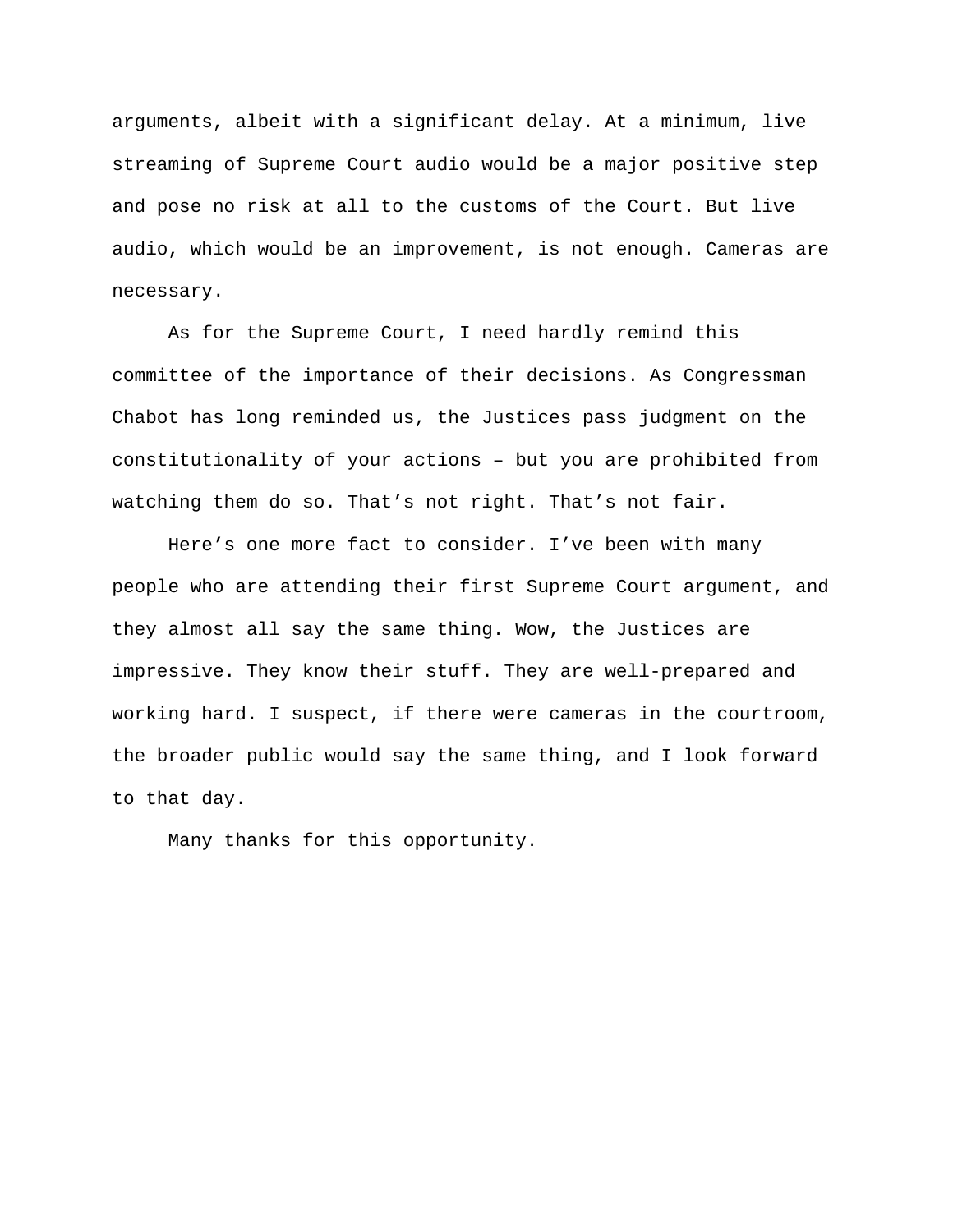arguments, albeit with a significant delay. At a minimum, live streaming of Supreme Court audio would be a major positive step and pose no risk at all to the customs of the Court. But live audio, which would be an improvement, is not enough. Cameras are necessary.

As for the Supreme Court, I need hardly remind this committee of the importance of their decisions. As Congressman Chabot has long reminded us, the Justices pass judgment on the constitutionality of your actions – but you are prohibited from watching them do so. That's not right. That's not fair.

Here's one more fact to consider. I've been with many people who are attending their first Supreme Court argument, and they almost all say the same thing. Wow, the Justices are impressive. They know their stuff. They are well-prepared and working hard. I suspect, if there were cameras in the courtroom, the broader public would say the same thing, and I look forward to that day.

Many thanks for this opportunity.